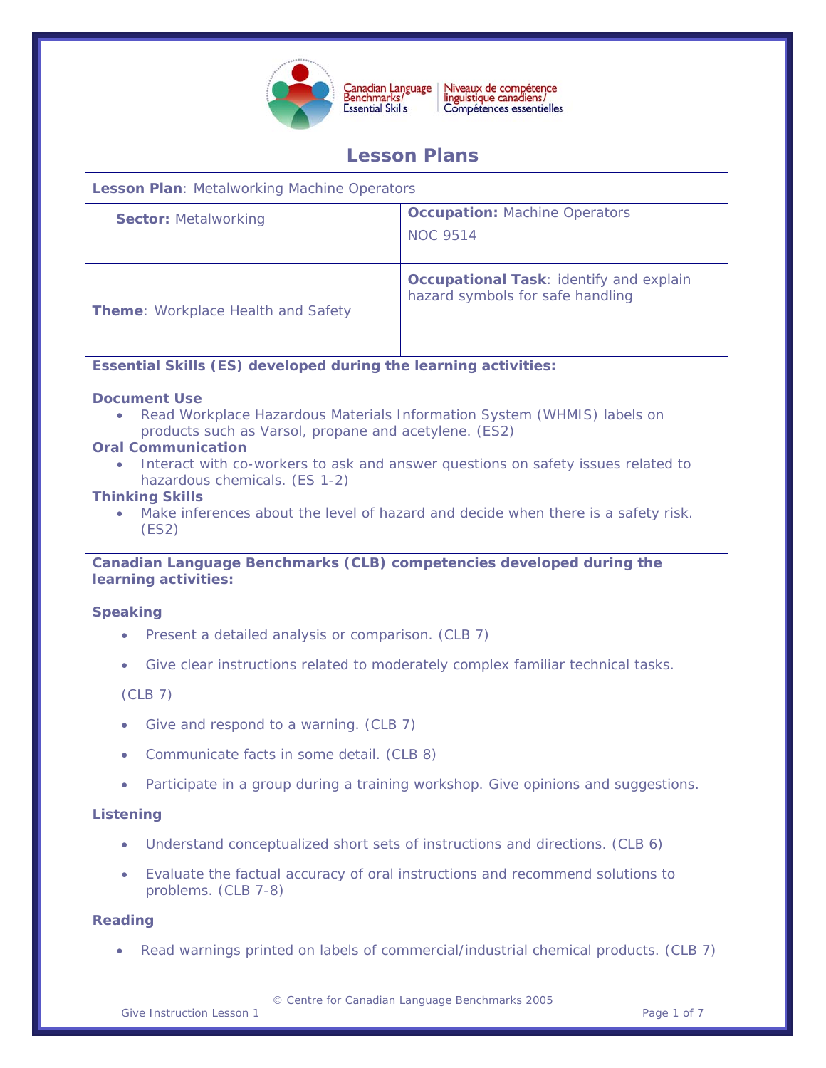# Lesson Plans

**Lesson Plan**: Metalworking Machine Operators

| **Sector:** Metalworking | **Occupation:** Machine Operators<br>NOC 9514 |
|---|---|
| **Theme**: Workplace Health and Safety | **Occupational Task**: identify and explain hazard symbols for safe handling |

**Essential Skills (ES) developed during the learning activities:**

**Document Use**

- Read Workplace Hazardous Materials Information System (WHMIS) labels on products such as Varsol, propane and acetylene. (ES2)

**Oral Communication**

- Interact with co-workers to ask and answer questions on safety issues related to hazardous chemicals. (ES 1-2)

**Thinking Skills**

- Make inferences about the level of hazard and decide when there is a safety risk. (ES2)

**Canadian Language Benchmarks (CLB) competencies developed during the learning activities:**

**Speaking**

- Present a detailed analysis or comparison. (CLB 7)
- Give clear instructions related to moderately complex familiar technical tasks. (CLB 7)
- Give and respond to a warning. (CLB 7)
- Communicate facts in some detail. (CLB 8)
- Participate in a group during a training workshop. Give opinions and suggestions.

**Listening**

- Understand conceptualized short sets of instructions and directions. (CLB 6)
- Evaluate the factual accuracy of oral instructions and recommend solutions to problems. (CLB 7-8)

**Reading**

- Read warnings printed on labels of commercial/industrial chemical products. (CLB 7)

© Centre for Canadian Language Benchmarks 2005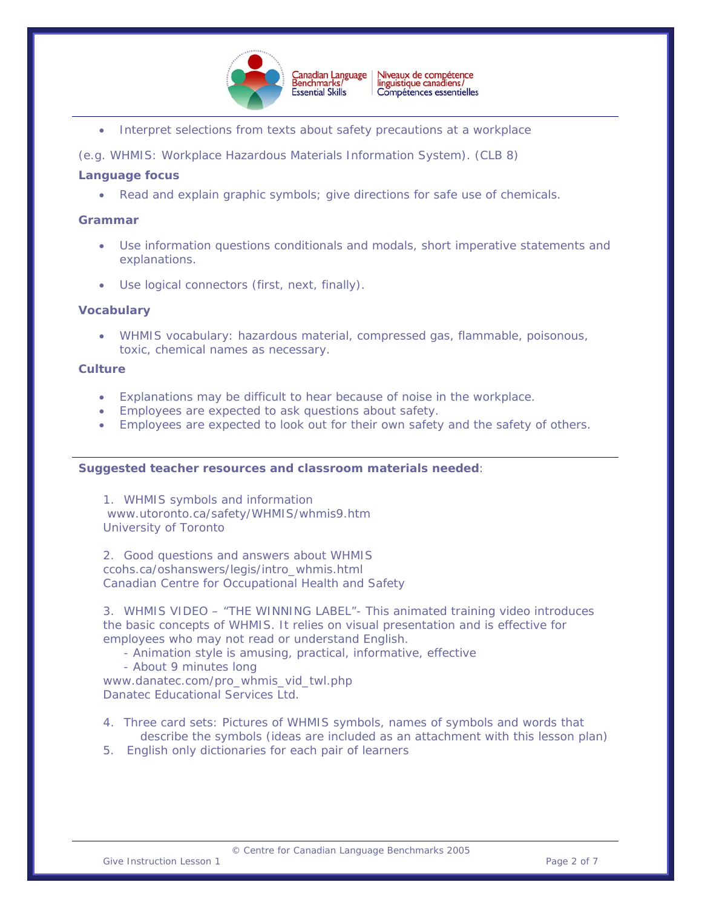- Interpret selections from texts about safety precautions at a workplace

(e.g. WHMIS: Workplace Hazardous Materials Information System). (CLB 8)

**Language focus**

- Read and explain graphic symbols; give directions for safe use of chemicals.

**Grammar**

- Use information questions conditionals and modals, short imperative statements and explanations.
- Use logical connectors (first, next, finally).

**Vocabulary**

- WHMIS vocabulary: hazardous material, compressed gas, flammable, poisonous, toxic, chemical names as necessary.

**Culture**

- Explanations may be difficult to hear because of noise in the workplace.
- Employees are expected to ask questions about safety.
- Employees are expected to look out for their own safety and the safety of others.

---

**Suggested teacher resources and classroom materials needed**:

1. WHMIS symbols and information
   www.utoronto.ca/safety/WHMIS/whmis9.htm
   University of Toronto

2. Good questions and answers about WHMIS
   ccohs.ca/oshanswers/legis/intro_whmis.html
   Canadian Centre for Occupational Health and Safety

3. WHMIS VIDEO – "THE WINNING LABEL"- This animated training video introduces the basic concepts of WHMIS. It relies on visual presentation and is effective for employees who may not read or understand English.
   - Animation style is amusing, practical, informative, effective
   - About 9 minutes long

   www.danatec.com/pro_whmis_vid_twl.php
   Danatec Educational Services Ltd.

4. Three card sets: Pictures of WHMIS symbols, names of symbols and words that describe the symbols (ideas are included as an attachment with this lesson plan)
5. English only dictionaries for each pair of learners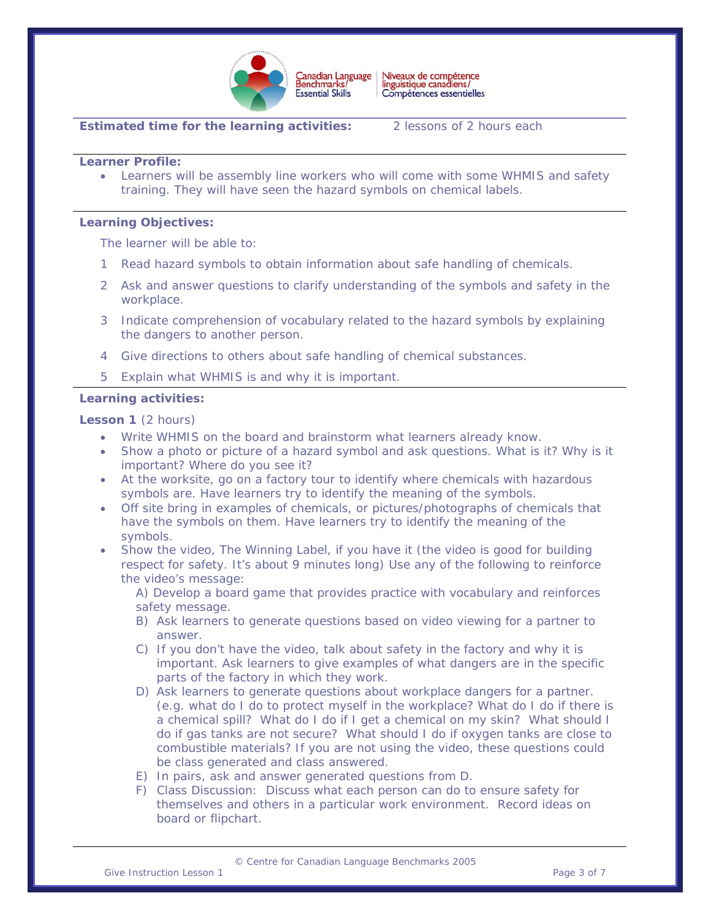**Estimated time for the learning activities:** 2 lessons of 2 hours each

**Learner Profile:**

- Learners will be assembly line workers who will come with some WHMIS and safety training. They will have seen the hazard symbols on chemical labels.

**Learning Objectives:**

The learner will be able to:

1. Read hazard symbols to obtain information about safe handling of chemicals.
2. Ask and answer questions to clarify understanding of the symbols and safety in the workplace.
3. Indicate comprehension of vocabulary related to the hazard symbols by explaining the dangers to another person.
4. Give directions to others about safe handling of chemical substances.
5. Explain what WHMIS is and why it is important.

**Learning activities:**

**Lesson 1** (2 hours)

- Write WHMIS on the board and brainstorm what learners already know.
- Show a photo or picture of a hazard symbol and ask questions. What is it? Why is it important? Where do you see it?
- At the worksite, go on a factory tour to identify where chemicals with hazardous symbols are. Have learners try to identify the meaning of the symbols.
- Off site bring in examples of chemicals, or pictures/photographs of chemicals that have the symbols on them. Have learners try to identify the meaning of the symbols.
- Show the video, The Winning Label, if you have it (the video is good for building respect for safety. It's about 9 minutes long) Use any of the following to reinforce the video's message:

  A) Develop a board game that provides practice with vocabulary and reinforces safety message.

  B) Ask learners to generate questions based on video viewing for a partner to answer.

  C) If you don't have the video, talk about safety in the factory and why it is important. Ask learners to give examples of what dangers are in the specific parts of the factory in which they work.

  D) Ask learners to generate questions about workplace dangers for a partner. (e.g. what do I do to protect myself in the workplace? What do I do if there is a chemical spill? What do I do if I get a chemical on my skin? What should I do if gas tanks are not secure? What should I do if oxygen tanks are close to combustible materials? If you are not using the video, these questions could be class generated and class answered.

  E) In pairs, ask and answer generated questions from D.

  F) Class Discussion: Discuss what each person can do to ensure safety for themselves and others in a particular work environment. Record ideas on board or flipchart.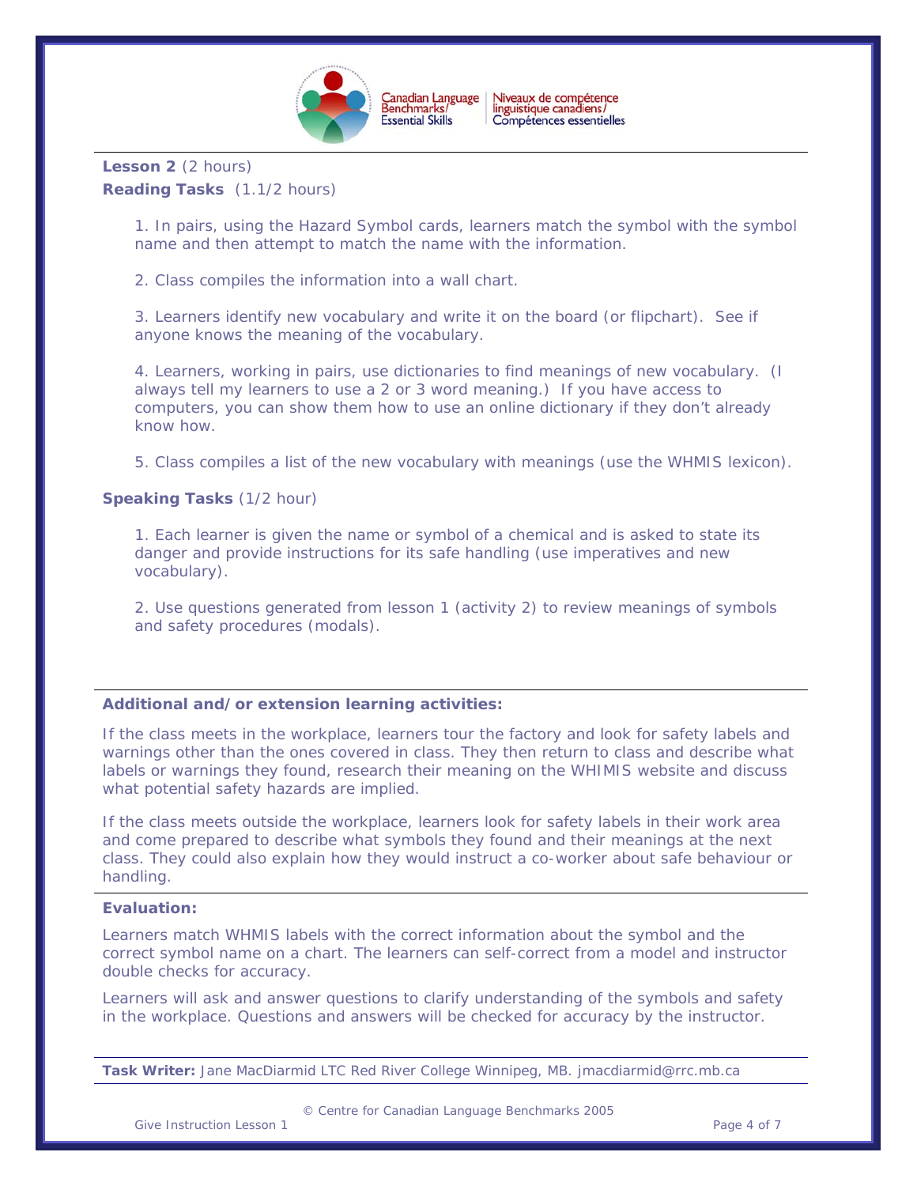**Lesson 2** (2 hours)
**Reading Tasks** (1.1/2 hours)

1. In pairs, using the Hazard Symbol cards, learners match the symbol with the symbol name and then attempt to match the name with the information.

2. Class compiles the information into a wall chart.

3. Learners identify new vocabulary and write it on the board (or flipchart). See if anyone knows the meaning of the vocabulary.

4. Learners, working in pairs, use dictionaries to find meanings of new vocabulary. (I always tell my learners to use a 2 or 3 word meaning.) If you have access to computers, you can show them how to use an online dictionary if they don't already know how.

5. Class compiles a list of the new vocabulary with meanings (use the WHMIS lexicon).

**Speaking Tasks** (1/2 hour)

1. Each learner is given the name or symbol of a chemical and is asked to state its danger and provide instructions for its safe handling (use imperatives and new vocabulary).

2. Use questions generated from lesson 1 (activity 2) to review meanings of symbols and safety procedures (modals).

---

**Additional and/or extension learning activities:**

If the class meets in the workplace, learners tour the factory and look for safety labels and warnings other than the ones covered in class. They then return to class and describe what labels or warnings they found, research their meaning on the WHIMIS website and discuss what potential safety hazards are implied.

If the class meets outside the workplace, learners look for safety labels in their work area and come prepared to describe what symbols they found and their meanings at the next class. They could also explain how they would instruct a co-worker about safe behaviour or handling.

---

**Evaluation:**

Learners match WHMIS labels with the correct information about the symbol and the correct symbol name on a chart. The learners can self-correct from a model and instructor double checks for accuracy.

Learners will ask and answer questions to clarify understanding of the symbols and safety in the workplace. Questions and answers will be checked for accuracy by the instructor.

---

**Task Writer:** Jane MacDiarmid LTC Red River College Winnipeg, MB. jmacdiarmid@rrc.mb.ca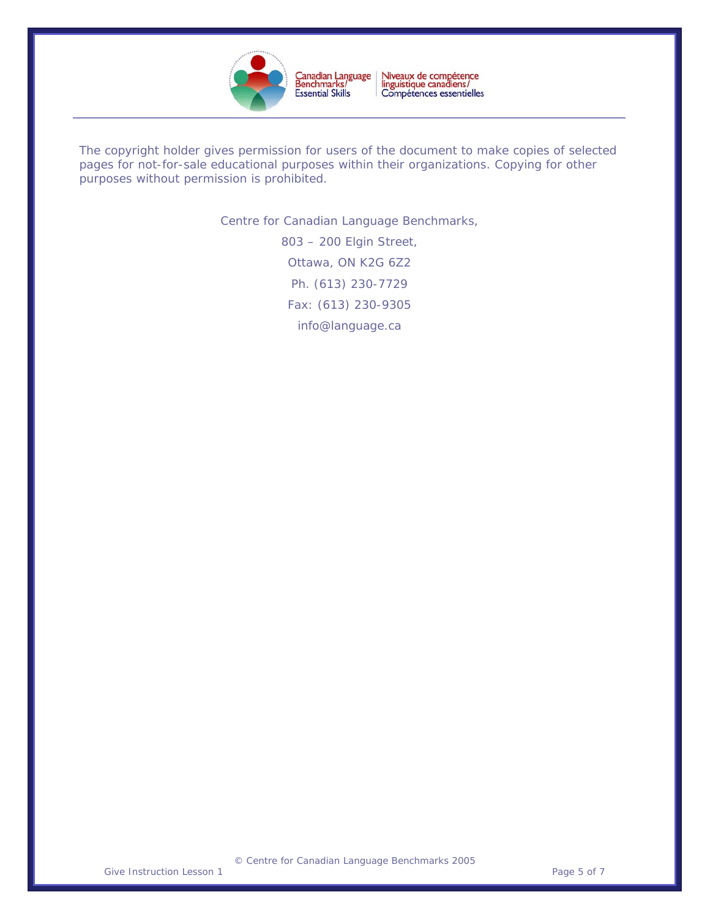Canadian Language Benchmarks/Essential Skills | Niveaux de compétence linguistique canadiens/Compétences essentielles

The copyright holder gives permission for users of the document to make copies of selected pages for not-for-sale educational purposes within their organizations. Copying for other purposes without permission is prohibited.

Centre for Canadian Language Benchmarks,

803 – 200 Elgin Street,

Ottawa, ON K2G 6Z2

Ph. (613) 230-7729

Fax: (613) 230-9305

info@language.ca

© Centre for Canadian Language Benchmarks 2005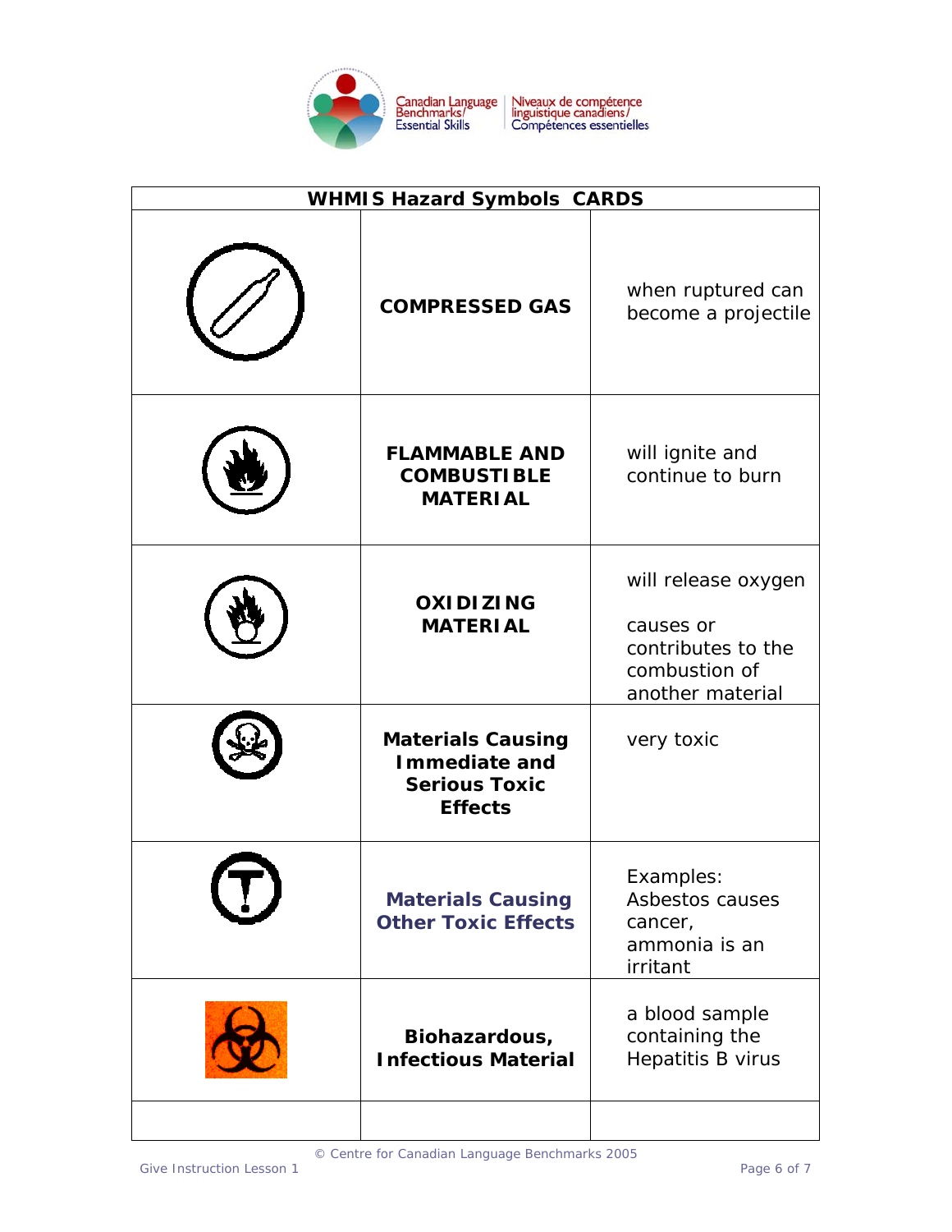| WHMIS Hazard Symbols CARDS | | |
|---|---|---|
| | **COMPRESSED GAS** | when ruptured can become a projectile |
| | **FLAMMABLE AND COMBUSTIBLE MATERIAL** | will ignite and continue to burn |
| | **OXIDIZING MATERIAL** | will release oxygen<br><br>causes or contributes to the combustion of another material |
| | **Materials Causing Immediate and Serious Toxic Effects** | very toxic |
| | **Materials Causing Other Toxic Effects** | Examples: Asbestos causes cancer, ammonia is an irritant |
| | **Biohazardous, Infectious Material** | a blood sample containing the Hepatitis B virus |
| | | |

© Centre for Canadian Language Benchmarks 2005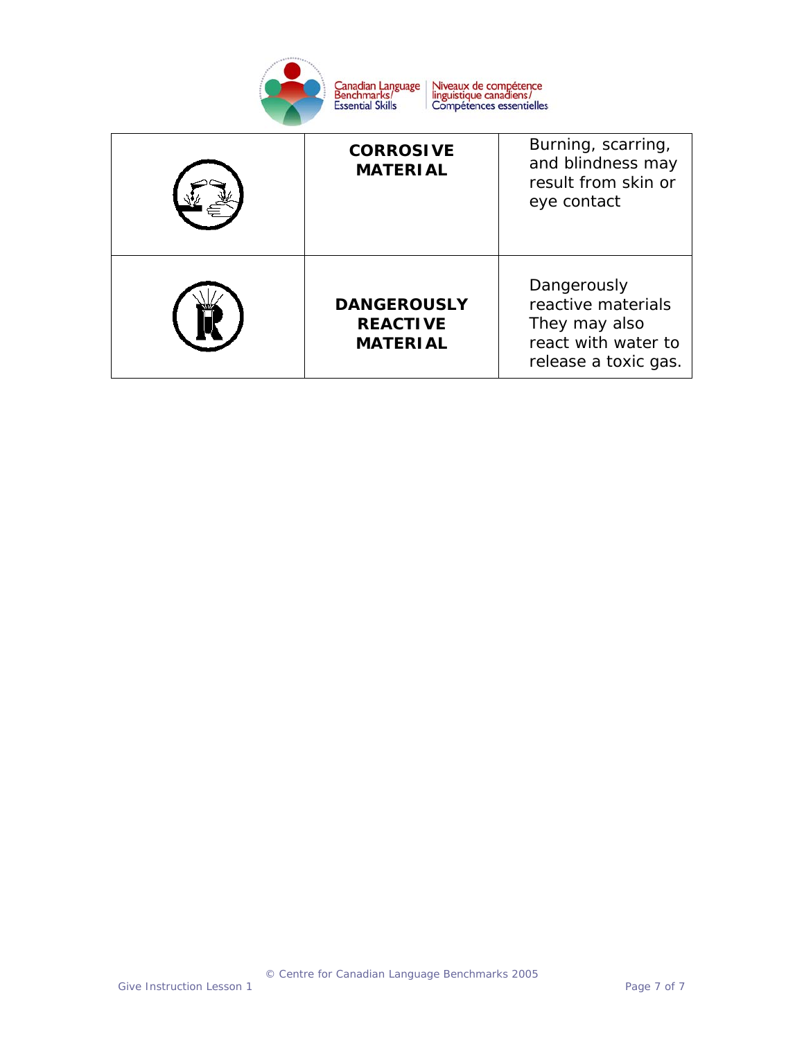| | | |
|---|---|---|
| | **CORROSIVE MATERIAL** | Burning, scarring, and blindness may result from skin or eye contact |
| | **DANGEROUSLY REACTIVE MATERIAL** | Dangerously reactive materials They may also react with water to release a toxic gas. |

© Centre for Canadian Language Benchmarks 2005